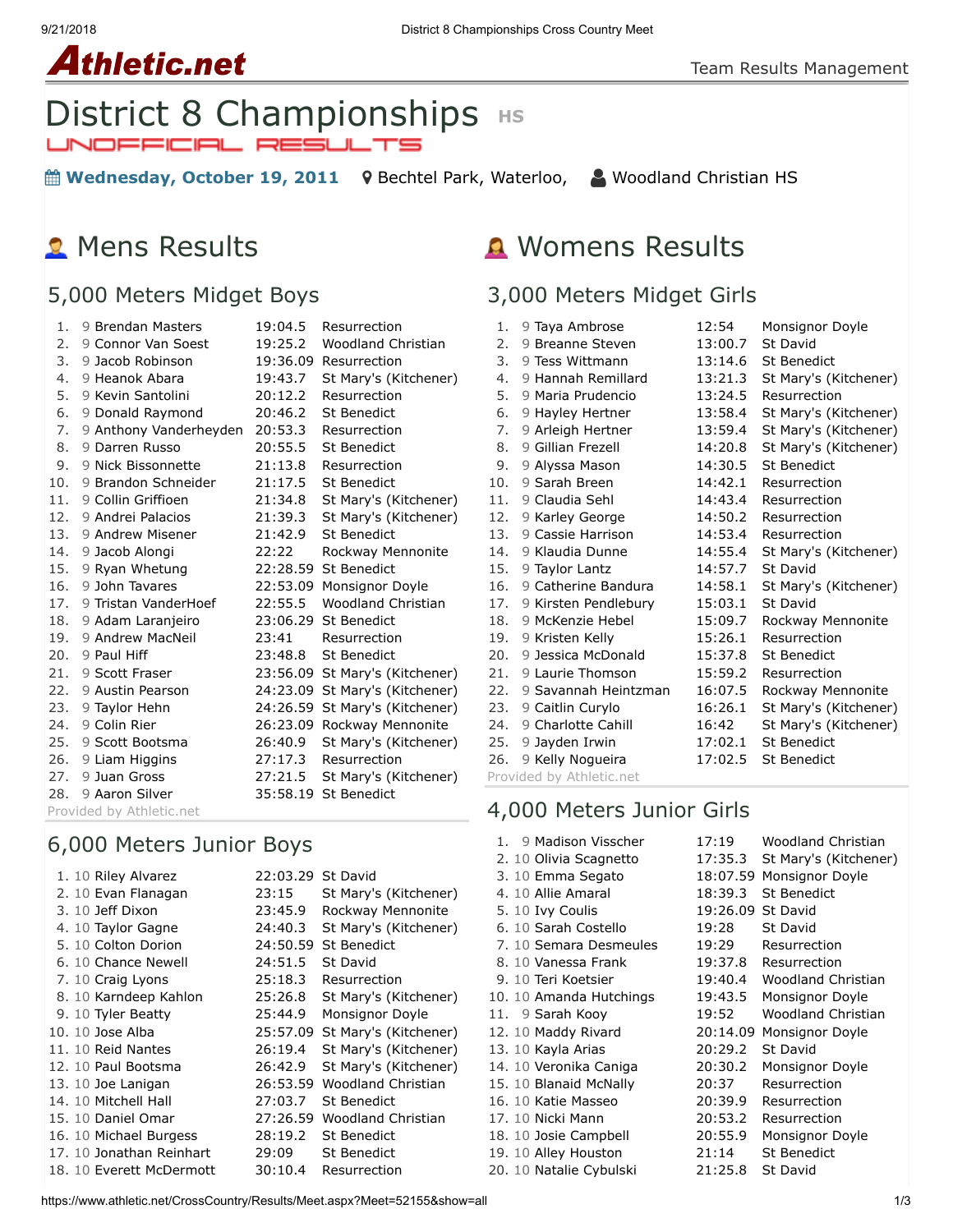# District 8 Championships HS

UNOFFICIAL RESULTS

**Wednesday, October 19, 2011** Bechtel Park, Waterloo, Woodland Christian HS

## Mens Results

### 5,000 Meters Midget Boys

| Place | Grade | Name | Time | School |
|---|---|---|---|---|
| 1. | 9 | Brendan Masters | 19:04.5 | Resurrection |
| 2. | 9 | Connor Van Soest | 19:25.2 | Woodland Christian |
| 3. | 9 | Jacob Robinson | 19:36.09 | Resurrection |
| 4. | 9 | Heanok Abara | 19:43.7 | St Mary's (Kitchener) |
| 5. | 9 | Kevin Santolini | 20:12.2 | Resurrection |
| 6. | 9 | Donald Raymond | 20:46.2 | St Benedict |
| 7. | 9 | Anthony Vanderheyden | 20:53.3 | Resurrection |
| 8. | 9 | Darren Russo | 20:55.5 | St Benedict |
| 9. | 9 | Nick Bissonnette | 21:13.8 | Resurrection |
| 10. | 9 | Brandon Schneider | 21:17.5 | St Benedict |
| 11. | 9 | Collin Griffioen | 21:34.8 | St Mary's (Kitchener) |
| 12. | 9 | Andrei Palacios | 21:39.3 | St Mary's (Kitchener) |
| 13. | 9 | Andrew Misener | 21:42.9 | St Benedict |
| 14. | 9 | Jacob Alongi | 22:22 | Rockway Mennonite |
| 15. | 9 | Ryan Whetung | 22:28.59 | St Benedict |
| 16. | 9 | John Tavares | 22:53.09 | Monsignor Doyle |
| 17. | 9 | Tristan VanderHoef | 22:55.5 | Woodland Christian |
| 18. | 9 | Adam Laranjeiro | 23:06.29 | St Benedict |
| 19. | 9 | Andrew MacNeil | 23:41 | Resurrection |
| 20. | 9 | Paul Hiff | 23:48.8 | St Benedict |
| 21. | 9 | Scott Fraser | 23:56.09 | St Mary's (Kitchener) |
| 22. | 9 | Austin Pearson | 24:23.09 | St Mary's (Kitchener) |
| 23. | 9 | Taylor Hehn | 24:26.59 | St Mary's (Kitchener) |
| 24. | 9 | Colin Rier | 26:23.09 | Rockway Mennonite |
| 25. | 9 | Scott Bootsma | 26:40.9 | St Mary's (Kitchener) |
| 26. | 9 | Liam Higgins | 27:17.3 | Resurrection |
| 27. | 9 | Juan Gross | 27:21.5 | St Mary's (Kitchener) |
| 28. | 9 | Aaron Silver | 35:58.19 | St Benedict |

Provided by Athletic.net

### 6,000 Meters Junior Boys

| Place | Grade | Name | Time | School |
|---|---|---|---|---|
| 1. | 10 | Riley Alvarez | 22:03.29 | St David |
| 2. | 10 | Evan Flanagan | 23:15 | St Mary's (Kitchener) |
| 3. | 10 | Jeff Dixon | 23:45.9 | Rockway Mennonite |
| 4. | 10 | Taylor Gagne | 24:40.3 | St Mary's (Kitchener) |
| 5. | 10 | Colton Dorion | 24:50.59 | St Benedict |
| 6. | 10 | Chance Newell | 24:51.5 | St David |
| 7. | 10 | Craig Lyons | 25:18.3 | Resurrection |
| 8. | 10 | Karndeep Kahlon | 25:26.8 | St Mary's (Kitchener) |
| 9. | 10 | Tyler Beatty | 25:44.9 | Monsignor Doyle |
| 10. | 10 | Jose Alba | 25:57.09 | St Mary's (Kitchener) |
| 11. | 10 | Reid Nantes | 26:19.4 | St Mary's (Kitchener) |
| 12. | 10 | Paul Bootsma | 26:42.9 | St Mary's (Kitchener) |
| 13. | 10 | Joe Lanigan | 26:53.59 | Woodland Christian |
| 14. | 10 | Mitchell Hall | 27:03.7 | St Benedict |
| 15. | 10 | Daniel Omar | 27:26.59 | Woodland Christian |
| 16. | 10 | Michael Burgess | 28:19.2 | St Benedict |
| 17. | 10 | Jonathan Reinhart | 29:09 | St Benedict |
| 18. | 10 | Everett McDermott | 30:10.4 | Resurrection |

## Womens Results

### 3,000 Meters Midget Girls

| Place | Grade | Name | Time | School |
|---|---|---|---|---|
| 1. | 9 | Taya Ambrose | 12:54 | Monsignor Doyle |
| 2. | 9 | Breanne Steven | 13:00.7 | St David |
| 3. | 9 | Tess Wittmann | 13:14.6 | St Benedict |
| 4. | 9 | Hannah Remillard | 13:21.3 | St Mary's (Kitchener) |
| 5. | 9 | Maria Prudencio | 13:24.5 | Resurrection |
| 6. | 9 | Hayley Hertner | 13:58.4 | St Mary's (Kitchener) |
| 7. | 9 | Arleigh Hertner | 13:59.4 | St Mary's (Kitchener) |
| 8. | 9 | Gillian Frezell | 14:20.8 | St Mary's (Kitchener) |
| 9. | 9 | Alyssa Mason | 14:30.5 | St Benedict |
| 10. | 9 | Sarah Breen | 14:42.1 | Resurrection |
| 11. | 9 | Claudia Sehl | 14:43.4 | Resurrection |
| 12. | 9 | Karley George | 14:50.2 | Resurrection |
| 13. | 9 | Cassie Harrison | 14:53.4 | Resurrection |
| 14. | 9 | Klaudia Dunne | 14:55.4 | St Mary's (Kitchener) |
| 15. | 9 | Taylor Lantz | 14:57.7 | St David |
| 16. | 9 | Catherine Bandura | 14:58.1 | St Mary's (Kitchener) |
| 17. | 9 | Kirsten Pendlebury | 15:03.1 | St David |
| 18. | 9 | McKenzie Hebel | 15:09.7 | Rockway Mennonite |
| 19. | 9 | Kristen Kelly | 15:26.1 | Resurrection |
| 20. | 9 | Jessica McDonald | 15:37.8 | St Benedict |
| 21. | 9 | Laurie Thomson | 15:59.2 | Resurrection |
| 22. | 9 | Savannah Heintzman | 16:07.5 | Rockway Mennonite |
| 23. | 9 | Caitlin Curylo | 16:26.1 | St Mary's (Kitchener) |
| 24. | 9 | Charlotte Cahill | 16:42 | St Mary's (Kitchener) |
| 25. | 9 | Jayden Irwin | 17:02.1 | St Benedict |
| 26. | 9 | Kelly Nogueira | 17:02.5 | St Benedict |

Provided by Athletic.net

### 4,000 Meters Junior Girls

| Place | Grade | Name | Time | School |
|---|---|---|---|---|
| 1. | 9 | Madison Visscher | 17:19 | Woodland Christian |
| 2. | 10 | Olivia Scagnetto | 17:35.3 | St Mary's (Kitchener) |
| 3. | 10 | Emma Segato | 18:07.59 | Monsignor Doyle |
| 4. | 10 | Allie Amaral | 18:39.3 | St Benedict |
| 5. | 10 | Ivy Coulis | 19:26.09 | St David |
| 6. | 10 | Sarah Costello | 19:28 | St David |
| 7. | 10 | Semara Desmeules | 19:29 | Resurrection |
| 8. | 10 | Vanessa Frank | 19:37.8 | Resurrection |
| 9. | 10 | Teri Koetsier | 19:40.4 | Woodland Christian |
| 10. | 10 | Amanda Hutchings | 19:43.5 | Monsignor Doyle |
| 11. | 9 | Sarah Kooy | 19:52 | Woodland Christian |
| 12. | 10 | Maddy Rivard | 20:14.09 | Monsignor Doyle |
| 13. | 10 | Kayla Arias | 20:29.2 | St David |
| 14. | 10 | Veronika Caniga | 20:30.2 | Monsignor Doyle |
| 15. | 10 | Blanaid McNally | 20:37 | Resurrection |
| 16. | 10 | Katie Masseo | 20:39.9 | Resurrection |
| 17. | 10 | Nicki Mann | 20:53.2 | Resurrection |
| 18. | 10 | Josie Campbell | 20:55.9 | Monsignor Doyle |
| 19. | 10 | Alley Houston | 21:14 | St Benedict |
| 20. | 10 | Natalie Cybulski | 21:25.8 | St David |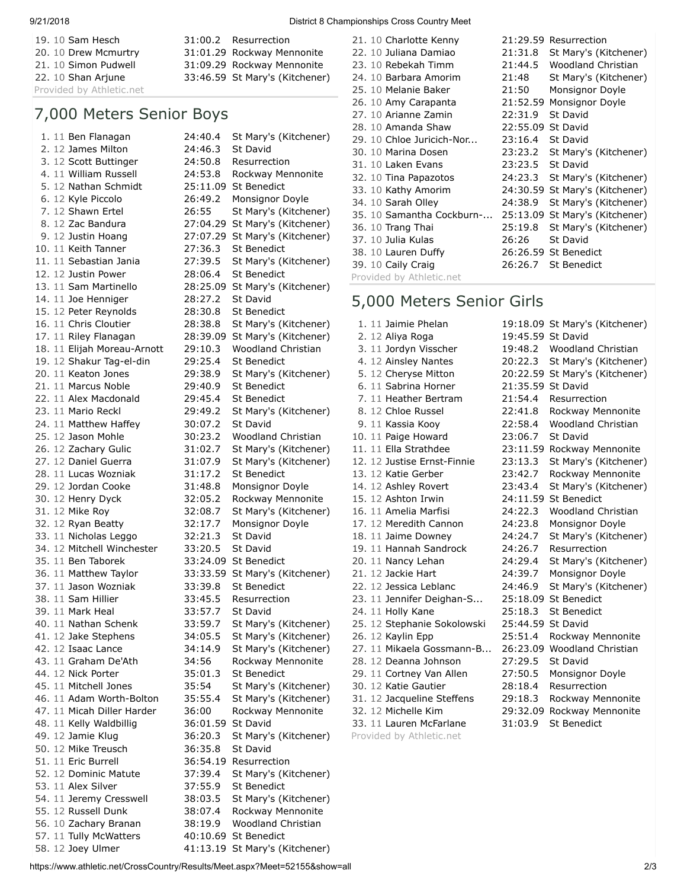| Place | Grade | Name | Time | School |
|---|---|---|---|---|
| 19. | 10 | Sam Hesch | 31:00.2 | Resurrection |
| 20. | 10 | Drew Mcmurtry | 31:01.29 | Rockway Mennonite |
| 21. | 10 | Simon Pudwell | 31:09.29 | Rockway Mennonite |
| 22. | 10 | Shan Arjune | 33:46.59 | St Mary's (Kitchener) |

Provided by Athletic.net

## 7,000 Meters Senior Boys

| Place | Grade | Name | Time | School |
|---|---|---|---|---|
| 1. | 11 | Ben Flanagan | 24:40.4 | St Mary's (Kitchener) |
| 2. | 12 | James Milton | 24:46.3 | St David |
| 3. | 12 | Scott Buttinger | 24:50.8 | Resurrection |
| 4. | 11 | William Russell | 24:53.8 | Rockway Mennonite |
| 5. | 12 | Nathan Schmidt | 25:11.09 | St Benedict |
| 6. | 12 | Kyle Piccolo | 26:49.2 | Monsignor Doyle |
| 7. | 12 | Shawn Ertel | 26:55 | St Mary's (Kitchener) |
| 8. | 12 | Zac Bandura | 27:04.29 | St Mary's (Kitchener) |
| 9. | 12 | Justin Hoang | 27:07.29 | St Mary's (Kitchener) |
| 10. | 11 | Keith Tanner | 27:36.3 | St Benedict |
| 11. | 11 | Sebastian Jania | 27:39.5 | St Mary's (Kitchener) |
| 12. | 12 | Justin Power | 28:06.4 | St Benedict |
| 13. | 11 | Sam Martinello | 28:25.09 | St Mary's (Kitchener) |
| 14. | 11 | Joe Henniger | 28:27.2 | St David |
| 15. | 12 | Peter Reynolds | 28:30.8 | St Benedict |
| 16. | 11 | Chris Cloutier | 28:38.8 | St Mary's (Kitchener) |
| 17. | 11 | Riley Flanagan | 28:39.09 | St Mary's (Kitchener) |
| 18. | 11 | Elijah Moreau-Arnott | 29:10.3 | Woodland Christian |
| 19. | 12 | Shakur Tag-el-din | 29:25.4 | St Benedict |
| 20. | 11 | Keaton Jones | 29:38.9 | St Mary's (Kitchener) |
| 21. | 11 | Marcus Noble | 29:40.9 | St Benedict |
| 22. | 11 | Alex Macdonald | 29:45.4 | St Benedict |
| 23. | 11 | Mario Reckl | 29:49.2 | St Mary's (Kitchener) |
| 24. | 11 | Matthew Haffey | 30:07.2 | St David |
| 25. | 12 | Jason Mohle | 30:23.2 | Woodland Christian |
| 26. | 12 | Zachary Gulic | 31:02.7 | St Mary's (Kitchener) |
| 27. | 12 | Daniel Guerra | 31:07.9 | St Mary's (Kitchener) |
| 28. | 11 | Lucas Wozniak | 31:17.2 | St Benedict |
| 29. | 12 | Jordan Cooke | 31:48.8 | Monsignor Doyle |
| 30. | 12 | Henry Dyck | 32:05.2 | Rockway Mennonite |
| 31. | 12 | Mike Roy | 32:08.7 | St Mary's (Kitchener) |
| 32. | 12 | Ryan Beatty | 32:17.7 | Monsignor Doyle |
| 33. | 11 | Nicholas Leggo | 32:21.3 | St David |
| 34. | 12 | Mitchell Winchester | 33:20.5 | St David |
| 35. | 11 | Ben Taborek | 33:24.09 | St Benedict |
| 36. | 11 | Matthew Taylor | 33:33.59 | St Mary's (Kitchener) |
| 37. | 11 | Jason Wozniak | 33:39.8 | St Benedict |
| 38. | 11 | Sam Hillier | 33:45.5 | Resurrection |
| 39. | 11 | Mark Heal | 33:57.7 | St David |
| 40. | 11 | Nathan Schenk | 33:59.7 | St Mary's (Kitchener) |
| 41. | 12 | Jake Stephens | 34:05.5 | St Mary's (Kitchener) |
| 42. | 12 | Isaac Lance | 34:14.9 | St Mary's (Kitchener) |
| 43. | 11 | Graham De'Ath | 34:56 | Rockway Mennonite |
| 44. | 12 | Nick Porter | 35:01.3 | St Benedict |
| 45. | 11 | Mitchell Jones | 35:54 | St Mary's (Kitchener) |
| 46. | 11 | Adam Worth-Bolton | 35:55.4 | St Mary's (Kitchener) |
| 47. | 11 | Micah Diller Harder | 36:00 | Rockway Mennonite |
| 48. | 11 | Kelly Waldbillig | 36:01.59 | St David |
| 49. | 12 | Jamie Klug | 36:20.3 | St Mary's (Kitchener) |
| 50. | 12 | Mike Treusch | 36:35.8 | St David |
| 51. | 11 | Eric Burrell | 36:54.19 | Resurrection |
| 52. | 12 | Dominic Matute | 37:39.4 | St Mary's (Kitchener) |
| 53. | 11 | Alex Silver | 37:55.9 | St Benedict |
| 54. | 11 | Jeremy Cresswell | 38:03.5 | St Mary's (Kitchener) |
| 55. | 12 | Russell Dunk | 38:07.4 | Rockway Mennonite |
| 56. | 10 | Zachary Branan | 38:19.9 | Woodland Christian |
| 57. | 11 | Tully McWatters | 40:10.69 | St Benedict |
| 58. | 12 | Joey Ulmer | 41:13.19 | St Mary's (Kitchener) |

| Place | Grade | Name | Time | School |
|---|---|---|---|---|
| 21. | 10 | Charlotte Kenny | 21:29.59 | Resurrection |
| 22. | 10 | Juliana Damiao | 21:31.8 | St Mary's (Kitchener) |
| 23. | 10 | Rebekah Timm | 21:44.5 | Woodland Christian |
| 24. | 10 | Barbara Amorim | 21:48 | St Mary's (Kitchener) |
| 25. | 10 | Melanie Baker | 21:50 | Monsignor Doyle |
| 26. | 10 | Amy Carapanta | 21:52.59 | Monsignor Doyle |
| 27. | 10 | Arianne Zamin | 22:31.9 | St David |
| 28. | 10 | Amanda Shaw | 22:55.09 | St David |
| 29. | 10 | Chloe Juricich-Nor... | 23:16.4 | St David |
| 30. | 10 | Marina Dosen | 23:23.2 | St Mary's (Kitchener) |
| 31. | 10 | Laken Evans | 23:23.5 | St David |
| 32. | 10 | Tina Papazotos | 24:23.3 | St Mary's (Kitchener) |
| 33. | 10 | Kathy Amorim | 24:30.59 | St Mary's (Kitchener) |
| 34. | 10 | Sarah Olley | 24:38.9 | St Mary's (Kitchener) |
| 35. | 10 | Samantha Cockburn-... | 25:13.09 | St Mary's (Kitchener) |
| 36. | 10 | Trang Thai | 25:19.8 | St Mary's (Kitchener) |
| 37. | 10 | Julia Kulas | 26:26 | St David |
| 38. | 10 | Lauren Duffy | 26:26.59 | St Benedict |
| 39. | 10 | Caily Craig | 26:26.7 | St Benedict |

Provided by Athletic.net

## 5,000 Meters Senior Girls

| Place | Grade | Name | Time | School |
|---|---|---|---|---|
| 1. | 11 | Jaimie Phelan | 19:18.09 | St Mary's (Kitchener) |
| 2. | 12 | Aliya Roga | 19:45.59 | St David |
| 3. | 11 | Jordyn Visscher | 19:48.2 | Woodland Christian |
| 4. | 12 | Ainsley Nantes | 20:22.3 | St Mary's (Kitchener) |
| 5. | 12 | Cheryse Mitton | 20:22.59 | St Mary's (Kitchener) |
| 6. | 11 | Sabrina Horner | 21:35.59 | St David |
| 7. | 11 | Heather Bertram | 21:54.4 | Resurrection |
| 8. | 12 | Chloe Russel | 22:41.8 | Rockway Mennonite |
| 9. | 11 | Kassia Kooy | 22:58.4 | Woodland Christian |
| 10. | 11 | Paige Howard | 23:06.7 | St David |
| 11. | 11 | Ella Strathdee | 23:11.59 | Rockway Mennonite |
| 12. | 12 | Justise Ernst-Finnie | 23:13.3 | St Mary's (Kitchener) |
| 13. | 12 | Katie Gerber | 23:42.7 | Rockway Mennonite |
| 14. | 12 | Ashley Rovert | 23:43.4 | St Mary's (Kitchener) |
| 15. | 12 | Ashton Irwin | 24:11.59 | St Benedict |
| 16. | 11 | Amelia Marfisi | 24:22.3 | Woodland Christian |
| 17. | 12 | Meredith Cannon | 24:23.8 | Monsignor Doyle |
| 18. | 11 | Jaime Downey | 24:24.7 | St Mary's (Kitchener) |
| 19. | 11 | Hannah Sandrock | 24:26.7 | Resurrection |
| 20. | 11 | Nancy Lehan | 24:29.4 | St Mary's (Kitchener) |
| 21. | 12 | Jackie Hart | 24:39.7 | Monsignor Doyle |
| 22. | 12 | Jessica Leblanc | 24:46.9 | St Mary's (Kitchener) |
| 23. | 11 | Jennifer Deighan-S... | 25:18.09 | St Benedict |
| 24. | 11 | Holly Kane | 25:18.3 | St Benedict |
| 25. | 12 | Stephanie Sokolowski | 25:44.59 | St David |
| 26. | 12 | Kaylin Epp | 25:51.4 | Rockway Mennonite |
| 27. | 11 | Mikaela Gossmann-B... | 26:23.09 | Woodland Christian |
| 28. | 12 | Deanna Johnson | 27:29.5 | St David |
| 29. | 11 | Cortney Van Allen | 27:50.5 | Monsignor Doyle |
| 30. | 12 | Katie Gautier | 28:18.4 | Resurrection |
| 31. | 12 | Jacqueline Steffens | 29:18.3 | Rockway Mennonite |
| 32. | 12 | Michelle Kim | 29:32.09 | Rockway Mennonite |
| 33. | 11 | Lauren McFarlane | 31:03.9 | St Benedict |

Provided by Athletic.net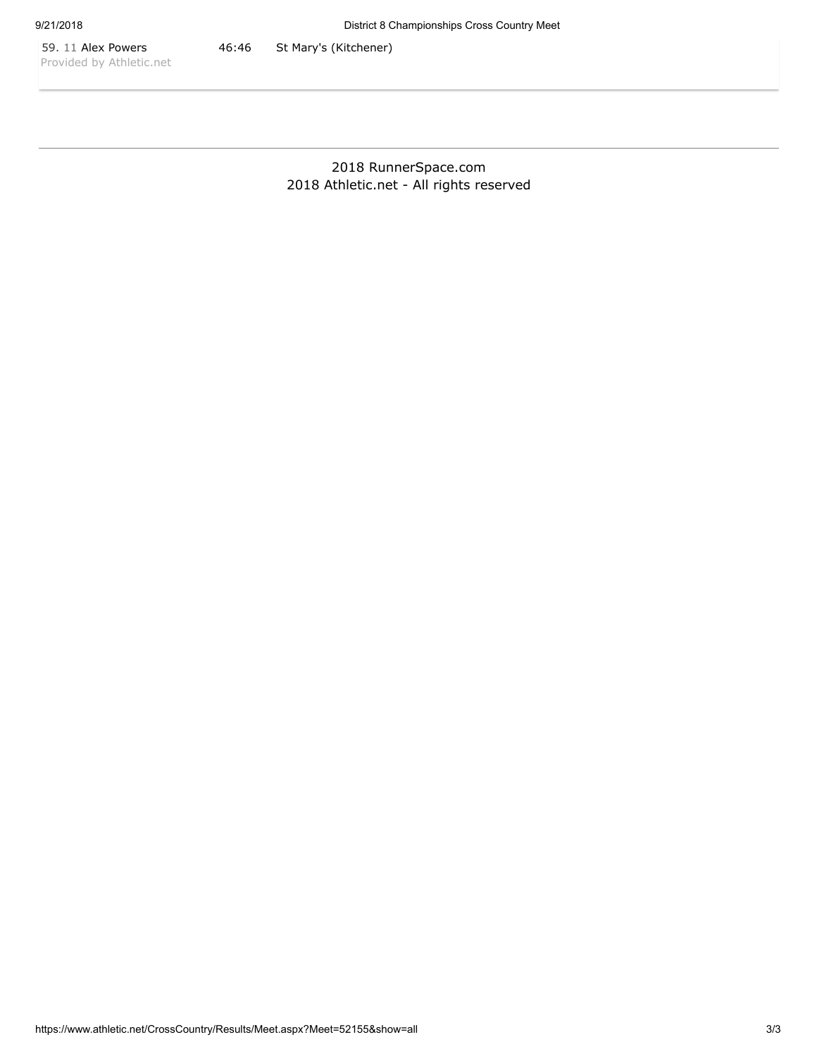59. 11 Alex Powers 46:46 St Mary's (Kitchener)

Provided by Athletic.net

2018 RunnerSpace.com
2018 Athletic.net - All rights reserved